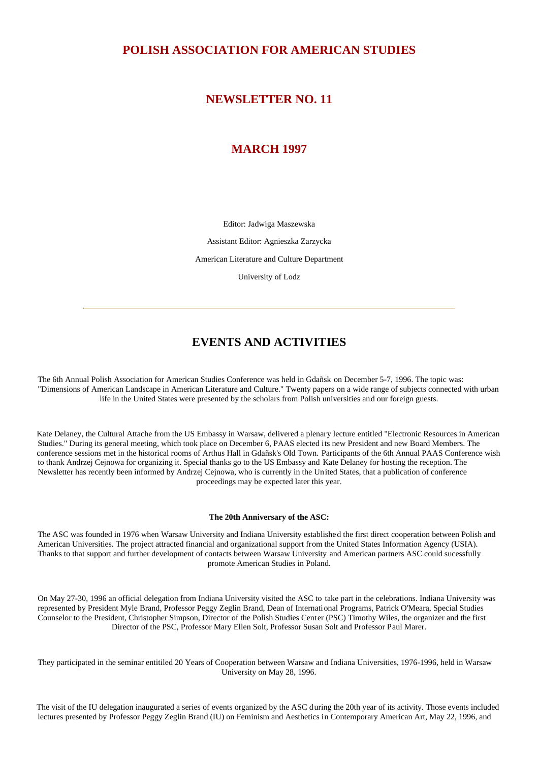# POLISH ASSOCIATION FOR AMERICAN STUDIES

## NEWSLETTER NO. 11

## MARCH 1997

Editor: Jadwiga Maszewska

Assistant Editor: Agnieszka Zarzycka

American Literature and Culture Department

University of Lodz

---

## EVENTS AND ACTIVITIES

The 6th Annual Polish Association for American Studies Conference was held in Gdañsk on December 5-7, 1996. The topic was: "Dimensions of American Landscape in American Literature and Culture." Twenty papers on a wide range of subjects connected with urban life in the United States were presented by the scholars from Polish universities and our foreign guests.

Kate Delaney, the Cultural Attache from the US Embassy in Warsaw, delivered a plenary lecture entitled "Electronic Resources in American Studies." During its general meeting, which took place on December 6, PAAS elected its new President and new Board Members. The conference sessions met in the historical rooms of Arthus Hall in Gdañsk's Old Town. Participants of the 6th Annual PAAS Conference wish to thank Andrzej Cejnowa for organizing it. Special thanks go to the US Embassy and Kate Delaney for hosting the reception. The Newsletter has recently been informed by Andrzej Cejnowa, who is currently in the United States, that a publication of conference proceedings may be expected later this year.

**The 20th Anniversary of the ASC:**

The ASC was founded in 1976 when Warsaw University and Indiana University established the first direct cooperation between Polish and American Universities. The project attracted financial and organizational support from the United States Information Agency (USIA). Thanks to that support and further development of contacts between Warsaw University and American partners ASC could sucessfully promote American Studies in Poland.

On May 27-30, 1996 an official delegation from Indiana University visited the ASC to take part in the celebrations. Indiana University was represented by President Myle Brand, Professor Peggy Zeglin Brand, Dean of International Programs, Patrick O'Meara, Special Studies Counselor to the President, Christopher Simpson, Director of the Polish Studies Center (PSC) Timothy Wiles, the organizer and the first Director of the PSC, Professor Mary Ellen Solt, Professor Susan Solt and Professor Paul Marer.

They participated in the seminar entitiled 20 Years of Cooperation between Warsaw and Indiana Universities, 1976-1996, held in Warsaw University on May 28, 1996.

The visit of the IU delegation inaugurated a series of events organized by the ASC during the 20th year of its activity. Those events included lectures presented by Professor Peggy Zeglin Brand (IU) on Feminism and Aesthetics in Contemporary American Art, May 22, 1996, and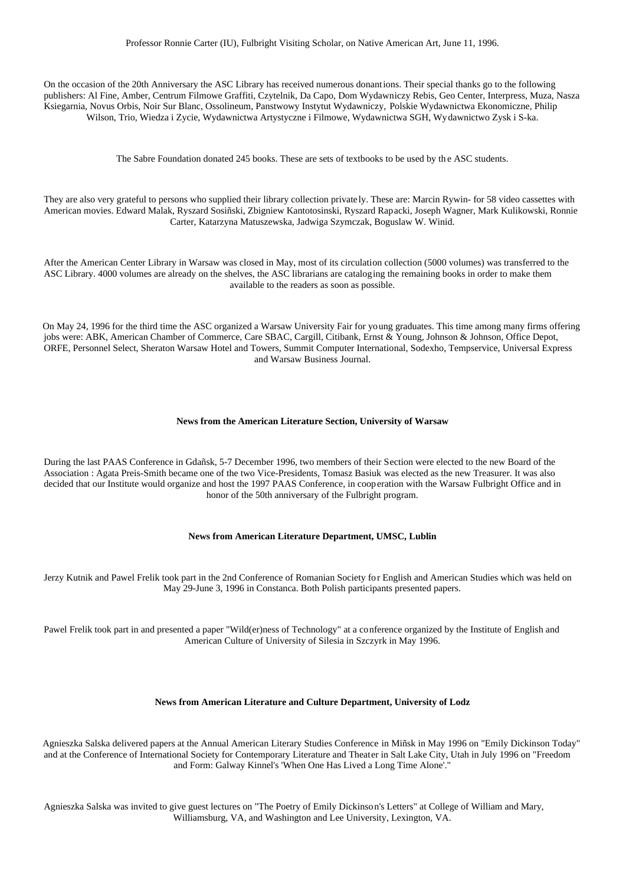Professor Ronnie Carter (IU), Fulbright Visiting Scholar, on Native American Art, June 11, 1996.

On the occasion of the 20th Anniversary the ASC Library has received numerous donantions. Their special thanks go to the following publishers: Al Fine, Amber, Centrum Filmowe Graffiti, Czytelnik, Da Capo, Dom Wydawniczy Rebis, Geo Center, Interpress, Muza, Nasza Ksiegarnia, Novus Orbis, Noir Sur Blanc, Ossolineum, Panstwowy Instytut Wydawniczy, Polskie Wydawnictwa Ekonomiczne, Philip Wilson, Trio, Wiedza i Zycie, Wydawnictwa Artystyczne i Filmowe, Wydawnictwa SGH, Wydawnictwo Zysk i S-ka.

The Sabre Foundation donated 245 books. These are sets of textbooks to be used by the ASC students.

They are also very grateful to persons who supplied their library collection privately. These are: Marcin Rywin- for 58 video cassettes with American movies. Edward Malak, Ryszard Sosiñski, Zbigniew Kantotosinski, Ryszard Rapacki, Joseph Wagner, Mark Kulikowski, Ronnie Carter, Katarzyna Matuszewska, Jadwiga Szymczak, Boguslaw W. Winid.

After the American Center Library in Warsaw was closed in May, most of its circulation collection (5000 volumes) was transferred to the ASC Library. 4000 volumes are already on the shelves, the ASC librarians are cataloging the remaining books in order to make them available to the readers as soon as possible.

On May 24, 1996 for the third time the ASC organized a Warsaw University Fair for young graduates. This time among many firms offering jobs were: ABK, American Chamber of Commerce, Care SBAC, Cargill, Citibank, Ernst & Young, Johnson & Johnson, Office Depot, ORFE, Personnel Select, Sheraton Warsaw Hotel and Towers, Summit Computer International, Sodexho, Tempservice, Universal Express and Warsaw Business Journal.

**News from the American Literature Section, University of Warsaw**

During the last PAAS Conference in Gdañsk, 5-7 December 1996, two members of their Section were elected to the new Board of the Association : Agata Preis-Smith became one of the two Vice-Presidents, Tomasz Basiuk was elected as the new Treasurer. It was also decided that our Institute would organize and host the 1997 PAAS Conference, in cooperation with the Warsaw Fulbright Office and in honor of the 50th anniversary of the Fulbright program.

**News from American Literature Department, UMSC, Lublin**

Jerzy Kutnik and Pawel Frelik took part in the 2nd Conference of Romanian Society for English and American Studies which was held on May 29-June 3, 1996 in Constanca. Both Polish participants presented papers.

Pawel Frelik took part in and presented a paper "Wild(er)ness of Technology" at a conference organized by the Institute of English and American Culture of University of Silesia in Szczyrk in May 1996.

**News from American Literature and Culture Department, University of Lodz**

Agnieszka Salska delivered papers at the Annual American Literary Studies Conference in Miñsk in May 1996 on "Emily Dickinson Today" and at the Conference of International Society for Contemporary Literature and Theater in Salt Lake City, Utah in July 1996 on "Freedom and Form: Galway Kinnel's 'When One Has Lived a Long Time Alone'."

Agnieszka Salska was invited to give guest lectures on "The Poetry of Emily Dickinson's Letters" at College of William and Mary, Williamsburg, VA, and Washington and Lee University, Lexington, VA.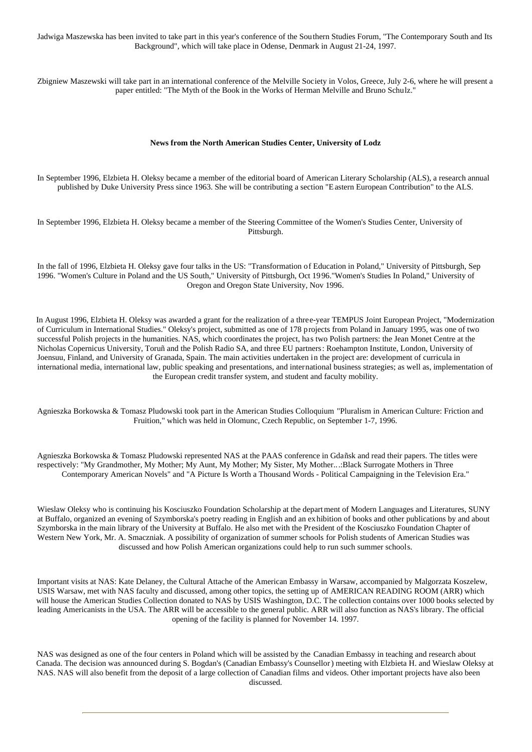Jadwiga Maszewska has been invited to take part in this year's conference of the Southern Studies Forum, "The Contemporary South and Its Background", which will take place in Odense, Denmark in August 21-24, 1997.

Zbigniew Maszewski will take part in an international conference of the Melville Society in Volos, Greece, July 2-6, where he will present a paper entitled: "The Myth of the Book in the Works of Herman Melville and Bruno Schulz."

**News from the North American Studies Center, University of Lodz**

In September 1996, Elzbieta H. Oleksy became a member of the editorial board of American Literary Scholarship (ALS), a research annual published by Duke University Press since 1963. She will be contributing a section "Eastern European Contribution" to the ALS.

In September 1996, Elzbieta H. Oleksy became a member of the Steering Committee of the Women's Studies Center, University of Pittsburgh.

In the fall of 1996, Elzbieta H. Oleksy gave four talks in the US: "Transformation of Education in Poland," University of Pittsburgh, Sep 1996. "Women's Culture in Poland and the US South," University of Pittsburgh, Oct 1996."Women's Studies In Poland," University of Oregon and Oregon State University, Nov 1996.

In August 1996, Elzbieta H. Oleksy was awarded a grant for the realization of a three-year TEMPUS Joint European Project, "Modernization of Curriculum in International Studies." Oleksy's project, submitted as one of 178 projects from Poland in January 1995, was one of two successful Polish projects in the humanities. NAS, which coordinates the project, has two Polish partners: the Jean Monet Centre at the Nicholas Copernicus University, Toruñ and the Polish Radio SA, and three EU partners: Roehampton Institute, London, University of Joensuu, Finland, and University of Granada, Spain. The main activities undertaken in the project are: development of curricula in international media, international law, public speaking and presentations, and international business strategies; as well as, implementation of the European credit transfer system, and student and faculty mobility.

Agnieszka Borkowska & Tomasz Pludowski took part in the American Studies Colloquium "Pluralism in American Culture: Friction and Fruition," which was held in Olomunc, Czech Republic, on September 1-7, 1996.

Agnieszka Borkowska & Tomasz Pludowski represented NAS at the PAAS conference in Gdañsk and read their papers. The titles were respectively: "My Grandmother, My Mother; My Aunt, My Mother; My Sister, My Mother...:Black Surrogate Mothers in Three Contemporary American Novels" and "A Picture Is Worth a Thousand Words - Political Campaigning in the Television Era."

Wieslaw Oleksy who is continuing his Kosciuszko Foundation Scholarship at the department of Modern Languages and Literatures, SUNY at Buffalo, organized an evening of Szymborska's poetry reading in English and an exhibition of books and other publications by and about Szymborska in the main library of the University at Buffalo. He also met with the President of the Kosciuszko Foundation Chapter of Western New York, Mr. A. Smaczniak. A possibility of organization of summer schools for Polish students of American Studies was discussed and how Polish American organizations could help to run such summer schools.

Important visits at NAS: Kate Delaney, the Cultural Attache of the American Embassy in Warsaw, accompanied by Malgorzata Koszelew, USIS Warsaw, met with NAS faculty and discussed, among other topics, the setting up of AMERICAN READING ROOM (ARR) which will house the American Studies Collection donated to NAS by USIS Washington, D.C. The collection contains over 1000 books selected by leading Americanists in the USA. The ARR will be accessible to the general public. ARR will also function as NAS's library. The official opening of the facility is planned for November 14. 1997.

NAS was designed as one of the four centers in Poland which will be assisted by the Canadian Embassy in teaching and research about Canada. The decision was announced during S. Bogdan's (Canadian Embassy's Counsellor) meeting with Elzbieta H. and Wieslaw Oleksy at NAS. NAS will also benefit from the deposit of a large collection of Canadian films and videos. Other important projects have also been discussed.

---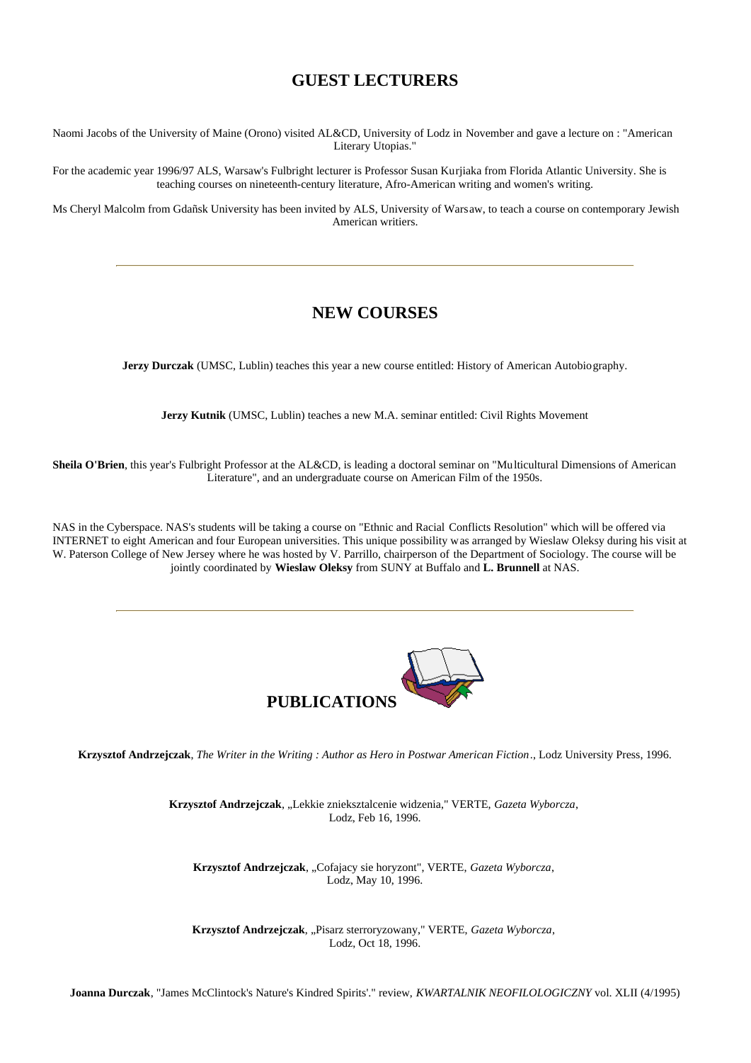## GUEST LECTURERS

Naomi Jacobs of the University of Maine (Orono) visited AL&CD, University of Lodz in November and gave a lecture on : "American Literary Utopias."

For the academic year 1996/97 ALS, Warsaw's Fulbright lecturer is Professor Susan Kurjiaka from Florida Atlantic University. She is teaching courses on nineteenth-century literature, Afro-American writing and women's writing.

Ms Cheryl Malcolm from Gdañsk University has been invited by ALS, University of Warsaw, to teach a course on contemporary Jewish American writiers.

---

## NEW COURSES

**Jerzy Durczak** (UMSC, Lublin) teaches this year a new course entitled: History of American Autobiography.

**Jerzy Kutnik** (UMSC, Lublin) teaches a new M.A. seminar entitled: Civil Rights Movement

**Sheila O'Brien**, this year's Fulbright Professor at the AL&CD, is leading a doctoral seminar on "Multicultural Dimensions of American Literature", and an undergraduate course on American Film of the 1950s.

NAS in the Cyberspace. NAS's students will be taking a course on "Ethnic and Racial Conflicts Resolution" which will be offered via INTERNET to eight American and four European universities. This unique possibility was arranged by Wieslaw Oleksy during his visit at W. Paterson College of New Jersey where he was hosted by V. Parrillo, chairperson of the Department of Sociology. The course will be jointly coordinated by **Wieslaw Oleksy** from SUNY at Buffalo and **L. Brunnell** at NAS.

---

## PUBLICATIONS

**Krzysztof Andrzejczak**, *The Writer in the Writing : Author as Hero in Postwar American Fiction*., Lodz University Press, 1996.

**Krzysztof Andrzejczak**, „Lekkie znieksztalcenie widzenia," VERTE, *Gazeta Wyborcza*, Lodz, Feb 16, 1996.

**Krzysztof Andrzejczak**, „Cofajacy sie horyzont", VERTE, *Gazeta Wyborcza*, Lodz, May 10, 1996.

**Krzysztof Andrzejczak**, „Pisarz sterroryzowany," VERTE, *Gazeta Wyborcza*, Lodz, Oct 18, 1996.

**Joanna Durczak**, "James McClintock's Nature's Kindred Spirits'." review, *KWARTALNIK NEOFILOLOGICZNY* vol. XLII (4/1995)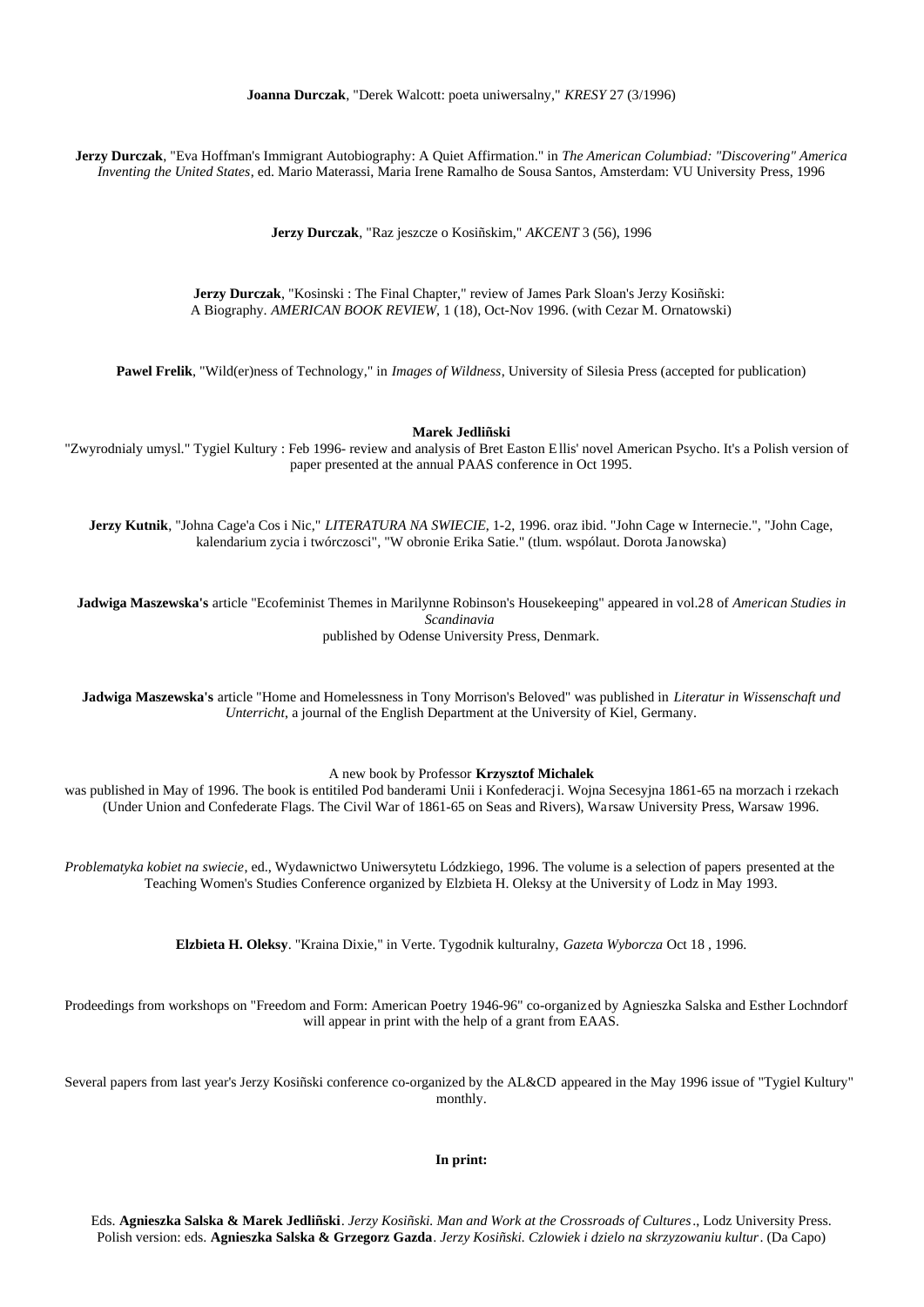**Joanna Durczak**, "Derek Walcott: poeta uniwersalny," *KRESY* 27 (3/1996)

**Jerzy Durczak**, "Eva Hoffman's Immigrant Autobiography: A Quiet Affirmation." in *The American Columbiad: "Discovering" America Inventing the United States*, ed. Mario Materassi, Maria Irene Ramalho de Sousa Santos, Amsterdam: VU University Press, 1996

**Jerzy Durczak**, "Raz jeszcze o Kosiñskim," *AKCENT* 3 (56), 1996

**Jerzy Durczak**, "Kosinski : The Final Chapter," review of James Park Sloan's Jerzy Kosiñski: A Biography. *AMERICAN BOOK REVIEW*, 1 (18), Oct-Nov 1996. (with Cezar M. Ornatowski)

**Pawel Frelik**, "Wild(er)ness of Technology," in *Images of Wildness*, University of Silesia Press (accepted for publication)

**Marek Jedliñski**
"Zwyrodnialy umysl." Tygiel Kultury : Feb 1996- review and analysis of Bret Easton Ellis' novel American Psycho. It's a Polish version of paper presented at the annual PAAS conference in Oct 1995.

**Jerzy Kutnik**, "Johna Cage'a Cos i Nic," *LITERATURA NA SWIECIE*, 1-2, 1996. oraz ibid. "John Cage w Internecie.", "John Cage, kalendarium zycia i twórczosci", "W obronie Erika Satie." (tlum. wspólaut. Dorota Janowska)

**Jadwiga Maszewska's** article "Ecofeminist Themes in Marilynne Robinson's Housekeeping" appeared in vol.28 of *American Studies in Scandinavia* published by Odense University Press, Denmark.

**Jadwiga Maszewska's** article "Home and Homelessness in Tony Morrison's Beloved" was published in *Literatur in Wissenschaft und Unterricht*, a journal of the English Department at the University of Kiel, Germany.

A new book by Professor **Krzysztof Michalek** was published in May of 1996. The book is entitiled Pod banderami Unii i Konfederacji. Wojna Secesyjna 1861-65 na morzach i rzekach (Under Union and Confederate Flags. The Civil War of 1861-65 on Seas and Rivers), Warsaw University Press, Warsaw 1996.

*Problematyka kobiet na swiecie*, ed., Wydawnictwo Uniwersytetu Lódzkiego, 1996. The volume is a selection of papers presented at the Teaching Women's Studies Conference organized by Elzbieta H. Oleksy at the University of Lodz in May 1993.

**Elzbieta H. Oleksy**. "Kraina Dixie," in Verte. Tygodnik kulturalny, *Gazeta Wyborcza* Oct 18 , 1996.

Prodeedings from workshops on "Freedom and Form: American Poetry 1946-96" co-organized by Agnieszka Salska and Esther Lochndorf will appear in print with the help of a grant from EAAS.

Several papers from last year's Jerzy Kosiñski conference co-organized by the AL&CD appeared in the May 1996 issue of "Tygiel Kultury" monthly.

**In print:**

Eds. **Agnieszka Salska & Marek Jedliñski**. *Jerzy Kosiñski. Man and Work at the Crossroads of Cultures*., Lodz University Press. Polish version: eds. **Agnieszka Salska & Grzegorz Gazda**. *Jerzy Kosiñski. Czlowiek i dzielo na skrzyzowaniu kultur*. (Da Capo)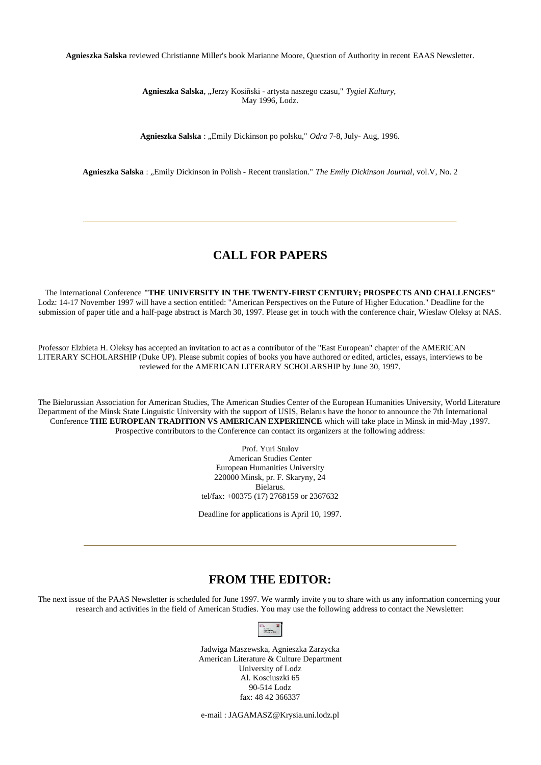**Agnieszka Salska** reviewed Christianne Miller's book Marianne Moore, Question of Authority in recent EAAS Newsletter.

**Agnieszka Salska**, „Jerzy Kosiñski - artysta naszego czasu," *Tygiel Kultury*, May 1996, Lodz.

**Agnieszka Salska** : „Emily Dickinson po polsku," *Odra* 7-8, July- Aug, 1996.

**Agnieszka Salska** : „Emily Dickinson in Polish - Recent translation." *The Emily Dickinson Journal*, vol.V, No. 2

---

## CALL FOR PAPERS

The International Conference **"THE UNIVERSITY IN THE TWENTY-FIRST CENTURY; PROSPECTS AND CHALLENGES"** Lodz: 14-17 November 1997 will have a section entitled: "American Perspectives on the Future of Higher Education." Deadline for the submission of paper title and a half-page abstract is March 30, 1997. Please get in touch with the conference chair, Wieslaw Oleksy at NAS.

Professor Elzbieta H. Oleksy has accepted an invitation to act as a contributor of the "East European" chapter of the AMERICAN LITERARY SCHOLARSHIP (Duke UP). Please submit copies of books you have authored or edited, articles, essays, interviews to be reviewed for the AMERICAN LITERARY SCHOLARSHIP by June 30, 1997.

The Bielorussian Association for American Studies, The American Studies Center of the European Humanities University, World Literature Department of the Minsk State Linguistic University with the support of USIS, Belarus have the honor to announce the 7th International Conference **THE EUROPEAN TRADITION VS AMERICAN EXPERIENCE** which will take place in Minsk in mid-May ,1997. Prospective contributors to the Conference can contact its organizers at the following address:

Prof. Yuri Stulov
American Studies Center
European Humanities University
220000 Minsk, pr. F. Skaryny, 24
Bielarus.
tel/fax: +00375 (17) 2768159 or 2367632

Deadline for applications is April 10, 1997.

---

## FROM THE EDITOR:

The next issue of the PAAS Newsletter is scheduled for June 1997. We warmly invite you to share with us any information concerning your research and activities in the field of American Studies. You may use the following address to contact the Newsletter:

Jadwiga Maszewska, Agnieszka Zarzycka
American Literature & Culture Department
University of Lodz
Al. Kosciuszki 65
90-514 Lodz
fax: 48 42 366337

e-mail : JAGAMASZ@Krysia.uni.lodz.pl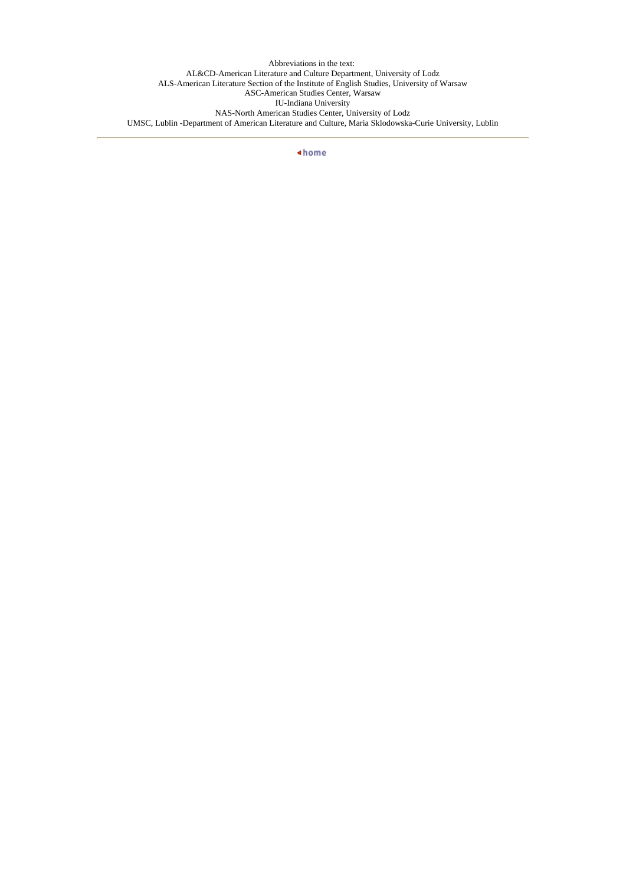Abbreviations in the text:
AL&CD-American Literature and Culture Department, University of Lodz
ALS-American Literature Section of the Institute of English Studies, University of Warsaw
ASC-American Studies Center, Warsaw
IU-Indiana University
NAS-North American Studies Center, University of Lodz
UMSC, Lublin -Department of American Literature and Culture, Maria Sklodowska-Curie University, Lublin

---

home